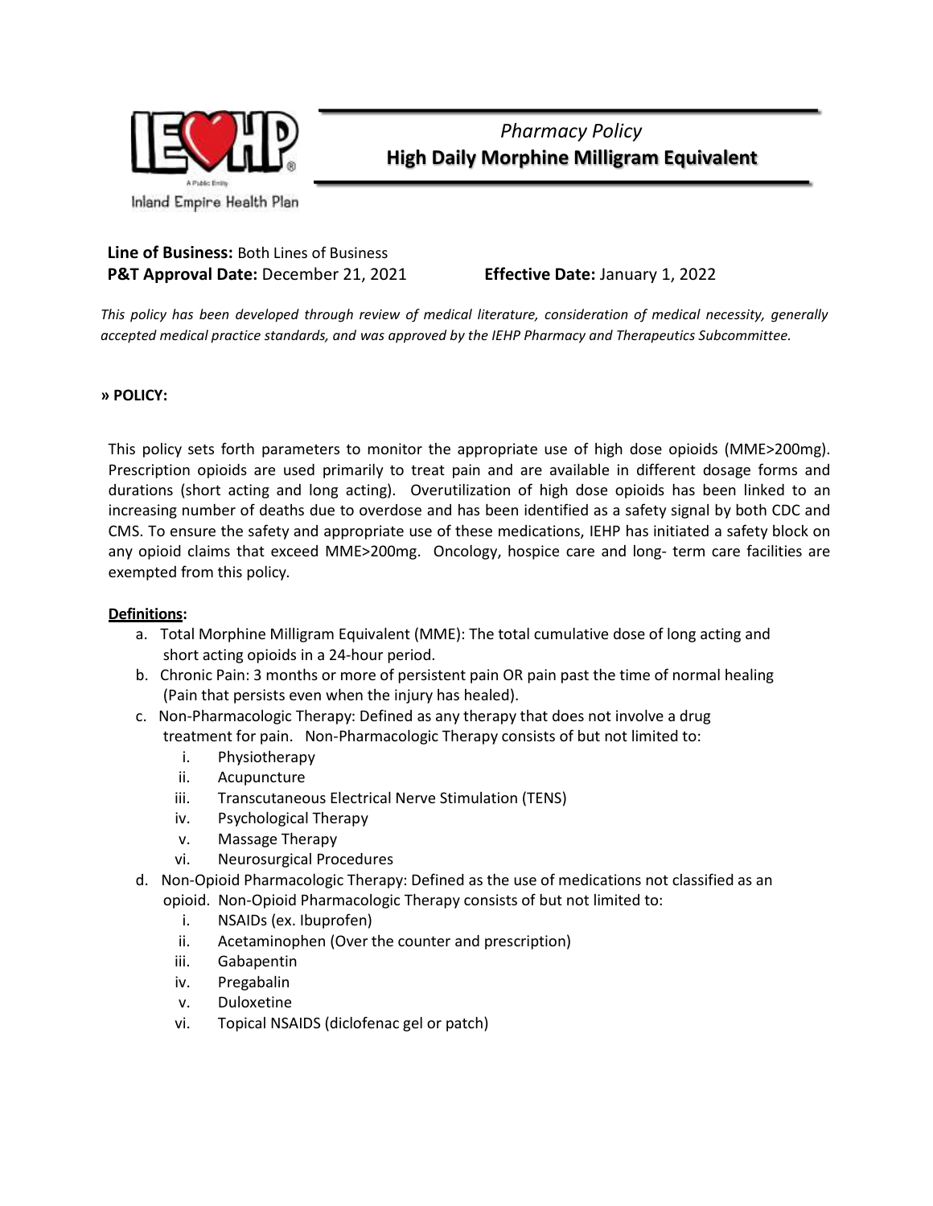Inland Empire Health Plan

# *Pharmacy Policy*
# High Daily Morphine Milligram Equivalent

**Line of Business:** Both Lines of Business
**P&T Approval Date:** December 21, 2021 **Effective Date:** January 1, 2022

*This policy has been developed through review of medical literature, consideration of medical necessity, generally accepted medical practice standards, and was approved by the IEHP Pharmacy and Therapeutics Subcommittee.*

## » POLICY:

This policy sets forth parameters to monitor the appropriate use of high dose opioids (MME>200mg). Prescription opioids are used primarily to treat pain and are available in different dosage forms and durations (short acting and long acting). Overutilization of high dose opioids has been linked to an increasing number of deaths due to overdose and has been identified as a safety signal by both CDC and CMS. To ensure the safety and appropriate use of these medications, IEHP has initiated a safety block on any opioid claims that exceed MME>200mg. Oncology, hospice care and long- term care facilities are exempted from this policy.

**<u>Definitions</u>:**

a. Total Morphine Milligram Equivalent (MME): The total cumulative dose of long acting and short acting opioids in a 24-hour period.
b. Chronic Pain: 3 months or more of persistent pain OR pain past the time of normal healing (Pain that persists even when the injury has healed).
c. Non-Pharmacologic Therapy: Defined as any therapy that does not involve a drug treatment for pain. Non-Pharmacologic Therapy consists of but not limited to:
   i. Physiotherapy
   ii. Acupuncture
   iii. Transcutaneous Electrical Nerve Stimulation (TENS)
   iv. Psychological Therapy
   v. Massage Therapy
   vi. Neurosurgical Procedures
d. Non-Opioid Pharmacologic Therapy: Defined as the use of medications not classified as an opioid. Non-Opioid Pharmacologic Therapy consists of but not limited to:
   i. NSAIDs (ex. Ibuprofen)
   ii. Acetaminophen (Over the counter and prescription)
   iii. Gabapentin
   iv. Pregabalin
   v. Duloxetine
   vi. Topical NSAIDS (diclofenac gel or patch)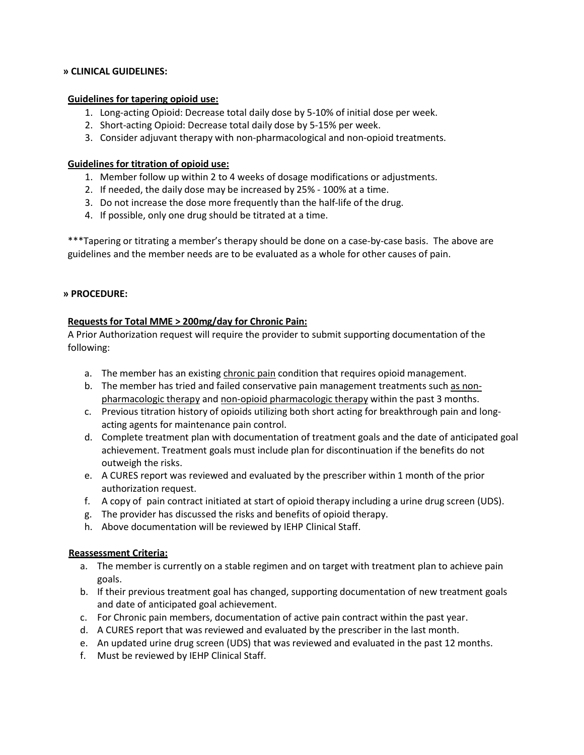**» CLINICAL GUIDELINES:**

**Guidelines for tapering opioid use:**

1. Long-acting Opioid: Decrease total daily dose by 5-10% of initial dose per week.
2. Short-acting Opioid: Decrease total daily dose by 5-15% per week.
3. Consider adjuvant therapy with non-pharmacological and non-opioid treatments.

**Guidelines for titration of opioid use:**

1. Member follow up within 2 to 4 weeks of dosage modifications or adjustments.
2. If needed, the daily dose may be increased by 25% - 100% at a time.
3. Do not increase the dose more frequently than the half-life of the drug.
4. If possible, only one drug should be titrated at a time.

***Tapering or titrating a member's therapy should be done on a case-by-case basis. The above are guidelines and the member needs are to be evaluated as a whole for other causes of pain.

**» PROCEDURE:**

**Requests for Total MME > 200mg/day for Chronic Pain:**

A Prior Authorization request will require the provider to submit supporting documentation of the following:

a. The member has an existing chronic pain condition that requires opioid management.
b. The member has tried and failed conservative pain management treatments such as non-pharmacologic therapy and non-opioid pharmacologic therapy within the past 3 months.
c. Previous titration history of opioids utilizing both short acting for breakthrough pain and long-acting agents for maintenance pain control.
d. Complete treatment plan with documentation of treatment goals and the date of anticipated goal achievement. Treatment goals must include plan for discontinuation if the benefits do not outweigh the risks.
e. A CURES report was reviewed and evaluated by the prescriber within 1 month of the prior authorization request.
f. A copy of pain contract initiated at start of opioid therapy including a urine drug screen (UDS).
g. The provider has discussed the risks and benefits of opioid therapy.
h. Above documentation will be reviewed by IEHP Clinical Staff.

**Reassessment Criteria:**

a. The member is currently on a stable regimen and on target with treatment plan to achieve pain goals.
b. If their previous treatment goal has changed, supporting documentation of new treatment goals and date of anticipated goal achievement.
c. For Chronic pain members, documentation of active pain contract within the past year.
d. A CURES report that was reviewed and evaluated by the prescriber in the last month.
e. An updated urine drug screen (UDS) that was reviewed and evaluated in the past 12 months.
f. Must be reviewed by IEHP Clinical Staff.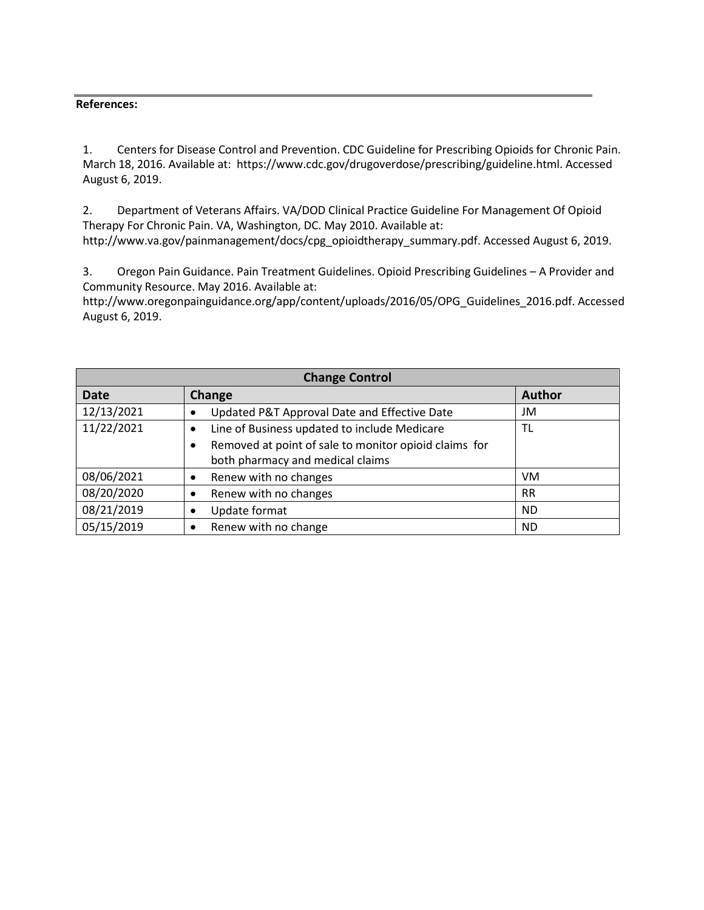**References:**

1. Centers for Disease Control and Prevention. CDC Guideline for Prescribing Opioids for Chronic Pain. March 18, 2016. Available at: https://www.cdc.gov/drugoverdose/prescribing/guideline.html. Accessed August 6, 2019.

2. Department of Veterans Affairs. VA/DOD Clinical Practice Guideline For Management Of Opioid Therapy For Chronic Pain. VA, Washington, DC. May 2010. Available at: http://www.va.gov/painmanagement/docs/cpg_opioidtherapy_summary.pdf. Accessed August 6, 2019.

3. Oregon Pain Guidance. Pain Treatment Guidelines. Opioid Prescribing Guidelines – A Provider and Community Resource. May 2016. Available at: http://www.oregonpainguidance.org/app/content/uploads/2016/05/OPG_Guidelines_2016.pdf. Accessed August 6, 2019.

| Change Control | | |
|---|---|---|
| **Date** | **Change** | **Author** |
| 12/13/2021 | • Updated P&T Approval Date and Effective Date | JM |
| 11/22/2021 | • Line of Business updated to include Medicare<br>• Removed at point of sale to monitor opioid claims for both pharmacy and medical claims | TL |
| 08/06/2021 | • Renew with no changes | VM |
| 08/20/2020 | • Renew with no changes | RR |
| 08/21/2019 | • Update format | ND |
| 05/15/2019 | • Renew with no change | ND |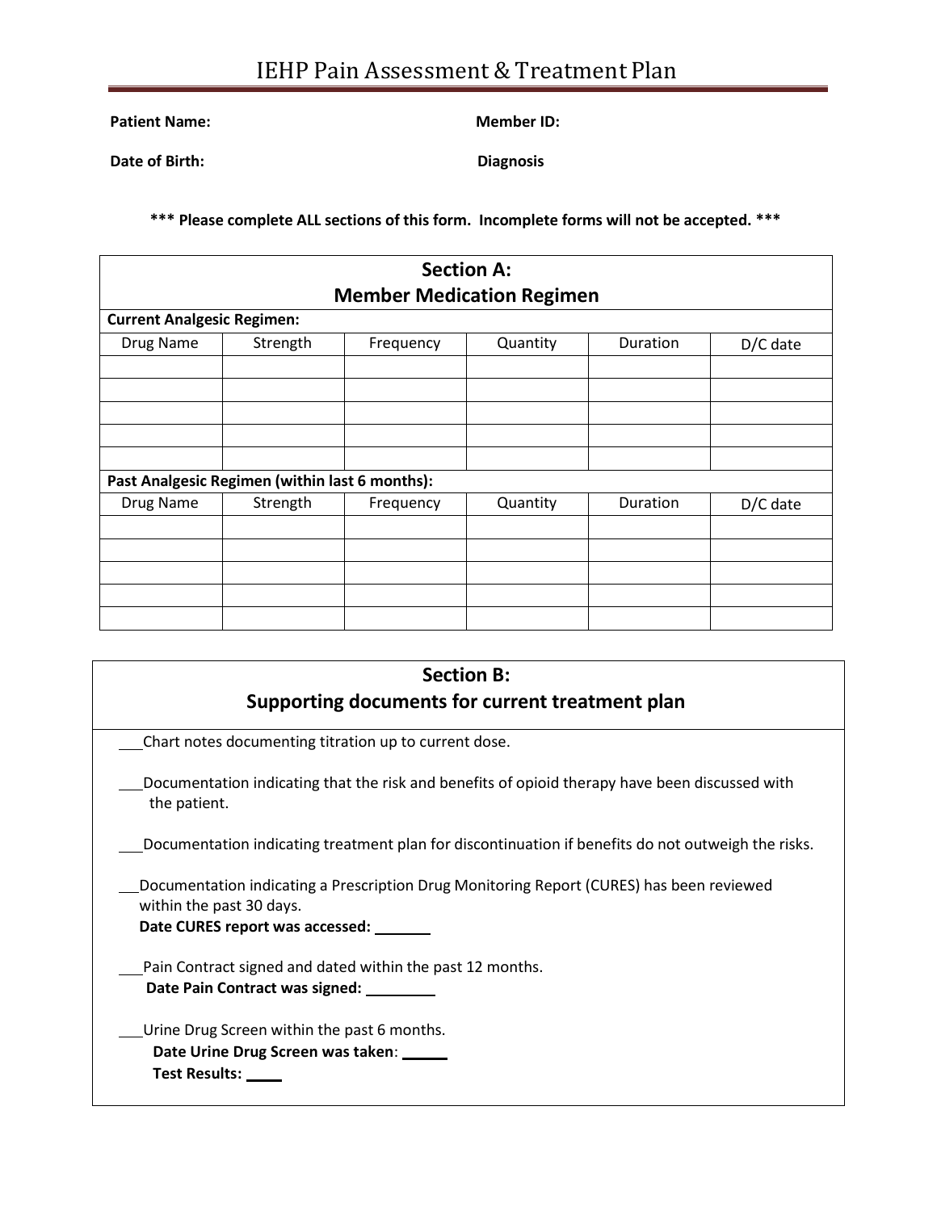# IEHP Pain Assessment & Treatment Plan

**Patient Name:** **Member ID:**

**Date of Birth:** **Diagnosis**

**\*\*\* Please complete ALL sections of this form. Incomplete forms will not be accepted. \*\*\***

## Section A: Member Medication Regimen

**Current Analgesic Regimen:**

| Drug Name | Strength | Frequency | Quantity | Duration | D/C date |
|---|---|---|---|---|---|
| | | | | | |
| | | | | | |
| | | | | | |
| | | | | | |
| | | | | | |

**Past Analgesic Regimen (within last 6 months):**

| Drug Name | Strength | Frequency | Quantity | Duration | D/C date |
|---|---|---|---|---|---|
| | | | | | |
| | | | | | |
| | | | | | |
| | | | | | |
| | | | | | |

## Section B: Supporting documents for current treatment plan

___Chart notes documenting titration up to current dose.

___Documentation indicating that the risk and benefits of opioid therapy have been discussed with the patient.

___Documentation indicating treatment plan for discontinuation if benefits do not outweigh the risks.

___Documentation indicating a Prescription Drug Monitoring Report (CURES) has been reviewed within the past 30 days.
**Date CURES report was accessed:** _______

___Pain Contract signed and dated within the past 12 months.
**Date Pain Contract was signed:** ________

___Urine Drug Screen within the past 6 months.
**Date Urine Drug Screen was taken**: ______
**Test Results:** _____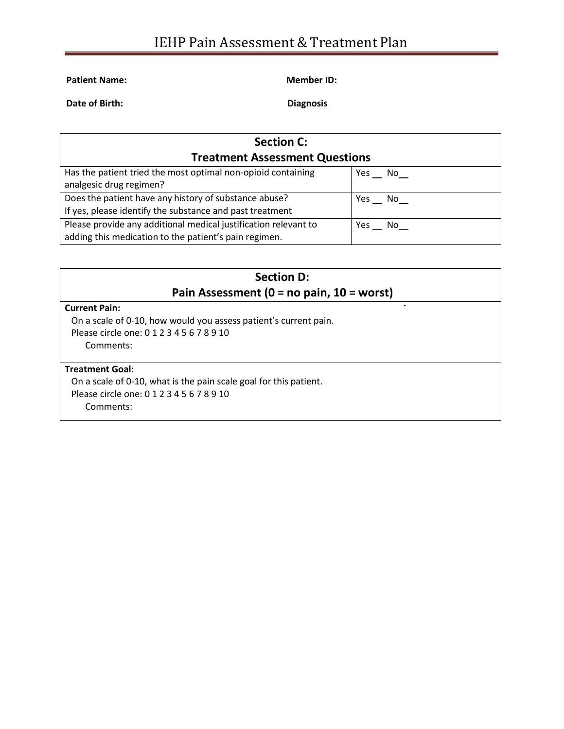# IEHP Pain Assessment & Treatment Plan

**Patient Name:** **Member ID:**

**Date of Birth:** **Diagnosis**

| Section C: Treatment Assessment Questions | |
|---|---|
| Has the patient tried the most optimal non-opioid containing analgesic drug regimen? | Yes __ No__ |
| Does the patient have any history of substance abuse? If yes, please identify the substance and past treatment | Yes __ No__ |
| Please provide any additional medical justification relevant to adding this medication to the patient's pain regimen. | Yes __ No__ |

## Section D: Pain Assessment (0 = no pain, 10 = worst)

**Current Pain:**

On a scale of 0-10, how would you assess patient's current pain.

Please circle one: 0 1 2 3 4 5 6 7 8 9 10

Comments:

**Treatment Goal:**

On a scale of 0-10, what is the pain scale goal for this patient.

Please circle one: 0 1 2 3 4 5 6 7 8 9 10

Comments: